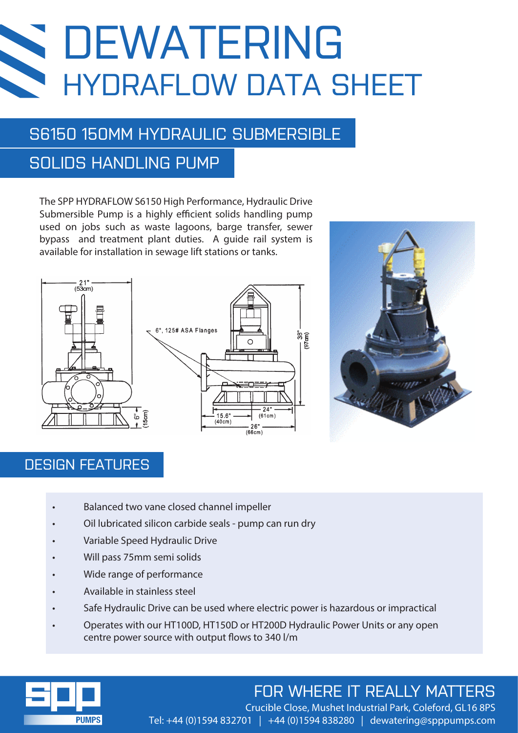# DEWATERING
# HYDRAFLOW DATA SHEET

## S6150 150MM HYDRAULIC SUBMERSIBLE SOLIDS HANDLING PUMP

The SPP HYDRAFLOW S6150 High Performance, Hydraulic Drive Submersible Pump is a highly efficient solids handling pump used on jobs such as waste lagoons, barge transfer, sewer bypass and treatment plant duties. A guide rail system is available for installation in sewage lift stations or tanks.

21" (53cm)

6", 125# ASA Flanges

38" (97cm)

6" (15cm)

15.6" (40cm)

24" (61cm)

26" (66cm)

## DESIGN FEATURES

- Balanced two vane closed channel impeller
- Oil lubricated silicon carbide seals - pump can run dry
- Variable Speed Hydraulic Drive
- Will pass 75mm semi solids
- Wide range of performance
- Available in stainless steel
- Safe Hydraulic Drive can be used where electric power is hazardous or impractical
- Operates with our HT100D, HT150D or HT200D Hydraulic Power Units or any open centre power source with output flows to 340 l/m

SPP PUMPS

FOR WHERE IT REALLY MATTERS

Crucible Close, Mushet Industrial Park, Coleford, GL16 8PS

Tel: +44 (0)1594 832701 | +44 (0)1594 838280 | dewatering@spppumps.com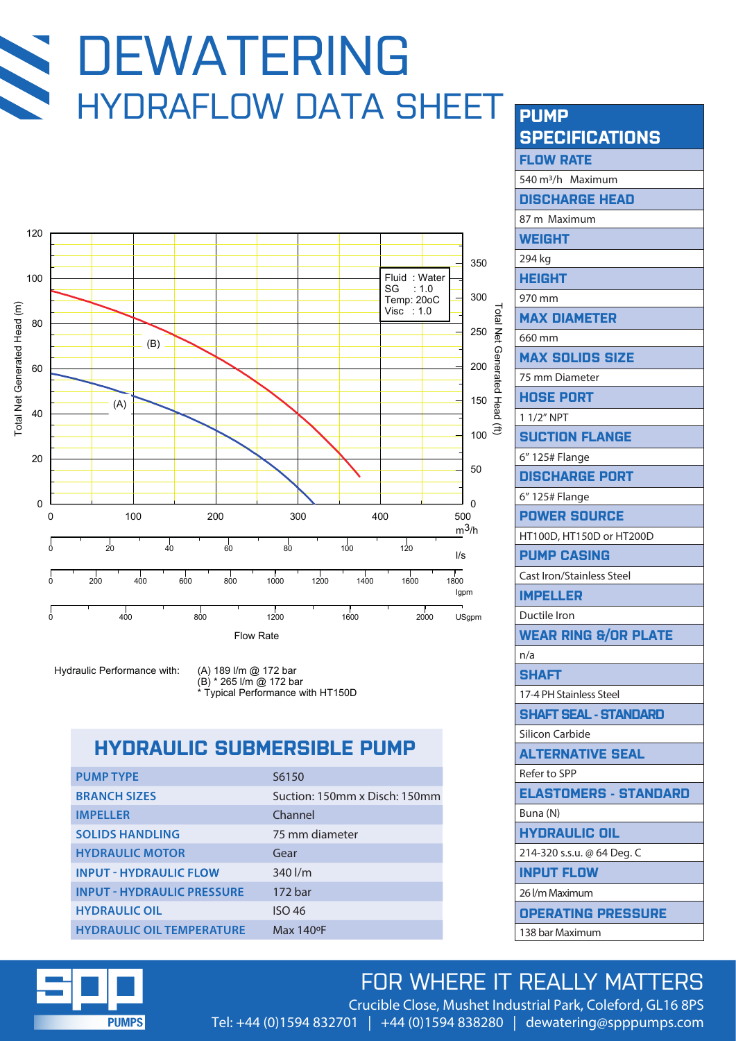# DEWATERING

## HYDRAFLOW DATA SHEET

Total Net Generated Head (m)

120
100
80
60
40
20
0

Total Net Generated Head (ft)

350
300
250
200
150
100
50
0

Fluid : Water
SG : 1.0
Temp: 20oC
Visc : 1.0

(A)
(B)

0 100 200 300 400 500 m³/h

0 20 40 60 80 100 120 l/s

0 200 400 600 800 1000 1200 1400 1600 1800 Igpm

0 400 800 1200 1600 2000 USgpm

Flow Rate

Hydraulic Performance with:

(A) 189 l/m @ 172 bar
(B) * 265 l/m @ 172 bar
* Typical Performance with HT150D

## HYDRAULIC SUBMERSIBLE PUMP

| | |
|---|---|
| **PUMP TYPE** | S6150 |
| **BRANCH SIZES** | Suction: 150mm x Disch: 150mm |
| **IMPELLER** | Channel |
| **SOLIDS HANDLING** | 75 mm diameter |
| **HYDRAULIC MOTOR** | Gear |
| **INPUT - HYDRAULIC FLOW** | 340 l/m |
| **INPUT - HYDRAULIC PRESSURE** | 172 bar |
| **HYDRAULIC OIL** | ISO 46 |
| **HYDRAULIC OIL TEMPERATURE** | Max 140ºF |

## PUMP SPECIFICATIONS

| |
|---|
| **FLOW RATE** |
| 540 m³/h Maximum |
| **DISCHARGE HEAD** |
| 87 m Maximum |
| **WEIGHT** |
| 294 kg |
| **HEIGHT** |
| 970 mm |
| **MAX DIAMETER** |
| 660 mm |
| **MAX SOLIDS SIZE** |
| 75 mm Diameter |
| **HOSE PORT** |
| 1 1/2" NPT |
| **SUCTION FLANGE** |
| 6" 125# Flange |
| **DISCHARGE PORT** |
| 6" 125# Flange |
| **POWER SOURCE** |
| HT100D, HT150D or HT200D |
| **PUMP CASING** |
| Cast Iron/Stainless Steel |
| **IMPELLER** |
| Ductile Iron |
| **WEAR RING &/OR PLATE** |
| n/a |
| **SHAFT** |
| 17-4 PH Stainless Steel |
| **SHAFT SEAL - STANDARD** |
| Silicon Carbide |
| **ALTERNATIVE SEAL** |
| Refer to SPP |
| **ELASTOMERS - STANDARD** |
| Buna (N) |
| **HYDRAULIC OIL** |
| 214-320 s.s.u. @ 64 Deg. C |
| **INPUT FLOW** |
| 26 l/m Maximum |
| **OPERATING PRESSURE** |
| 138 bar Maximum |

SPP PUMPS

FOR WHERE IT REALLY MATTERS

Crucible Close, Mushet Industrial Park, Coleford, GL16 8PS

Tel: +44 (0)1594 832701 | +44 (0)1594 838280 | dewatering@spppumps.com